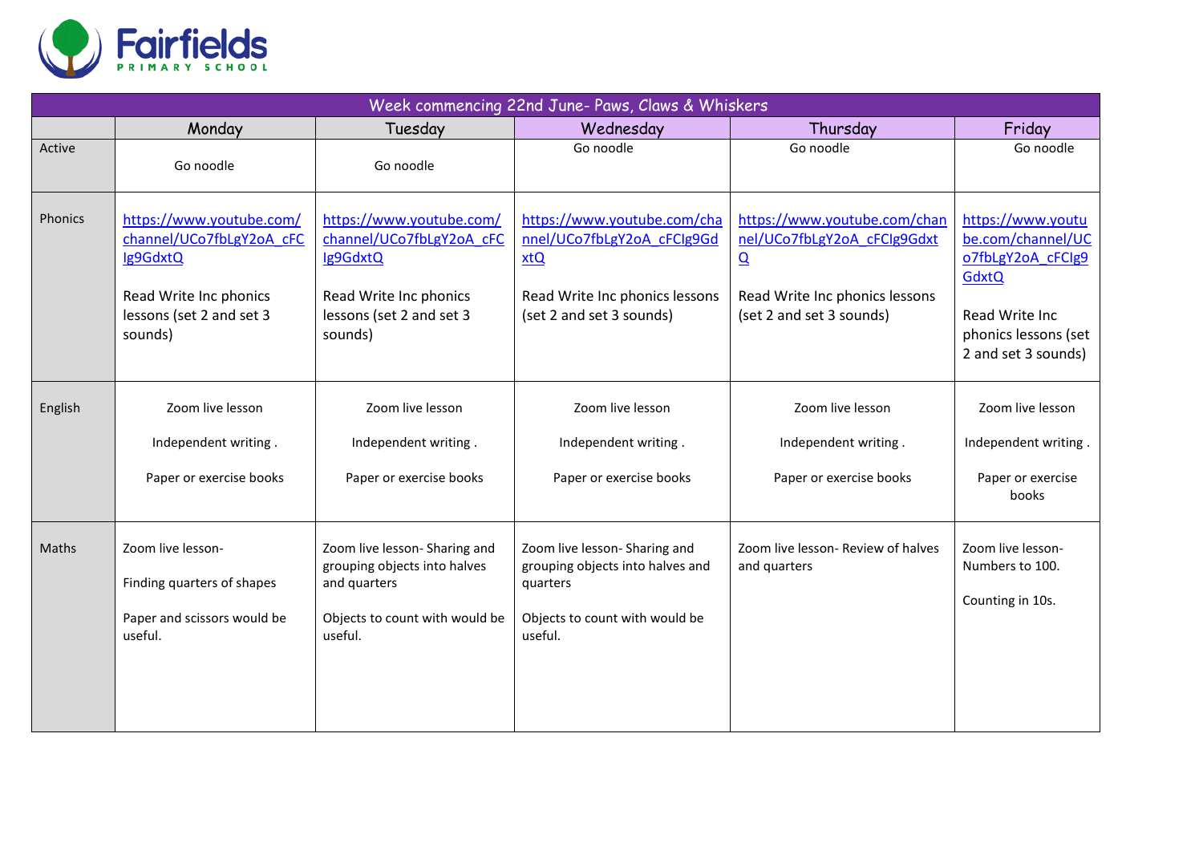Fairfields
PRIMARY SCHOOL

| Week commencing 22nd June- Paws, Claws & Whiskers | | | | | |
|---|---|---|---|---|---|
| | Monday | Tuesday | Wednesday | Thursday | Friday |
| Active | Go noodle | Go noodle | Go noodle | Go noodle | Go noodle |
| Phonics | https://www.youtube.com/channel/UCo7fbLgY2oA_cFCIg9GdxtQ<br><br>Read Write Inc phonics lessons (set 2 and set 3 sounds) | https://www.youtube.com/channel/UCo7fbLgY2oA_cFCIg9GdxtQ<br><br>Read Write Inc phonics lessons (set 2 and set 3 sounds) | https://www.youtube.com/channel/UCo7fbLgY2oA_cFCIg9GdxtQ<br><br>Read Write Inc phonics lessons (set 2 and set 3 sounds) | https://www.youtube.com/channel/UCo7fbLgY2oA_cFCIg9GdxtQ<br><br>Read Write Inc phonics lessons (set 2 and set 3 sounds) | https://www.youtube.com/channel/UCo7fbLgY2oA_cFCIg9GdxtQ<br><br>Read Write Inc phonics lessons (set 2 and set 3 sounds) |
| English | Zoom live lesson<br><br>Independent writing .<br><br>Paper or exercise books | Zoom live lesson<br><br>Independent writing .<br><br>Paper or exercise books | Zoom live lesson<br><br>Independent writing .<br><br>Paper or exercise books | Zoom live lesson<br><br>Independent writing .<br><br>Paper or exercise books | Zoom live lesson<br><br>Independent writing .<br><br>Paper or exercise books |
| Maths | Zoom live lesson-<br><br>Finding quarters of shapes<br><br>Paper and scissors would be useful. | Zoom live lesson- Sharing and grouping objects into halves and quarters<br><br>Objects to count with would be useful. | Zoom live lesson- Sharing and grouping objects into halves and quarters<br><br>Objects to count with would be useful. | Zoom live lesson- Review of halves and quarters | Zoom live lesson- Numbers to 100.<br><br>Counting in 10s. |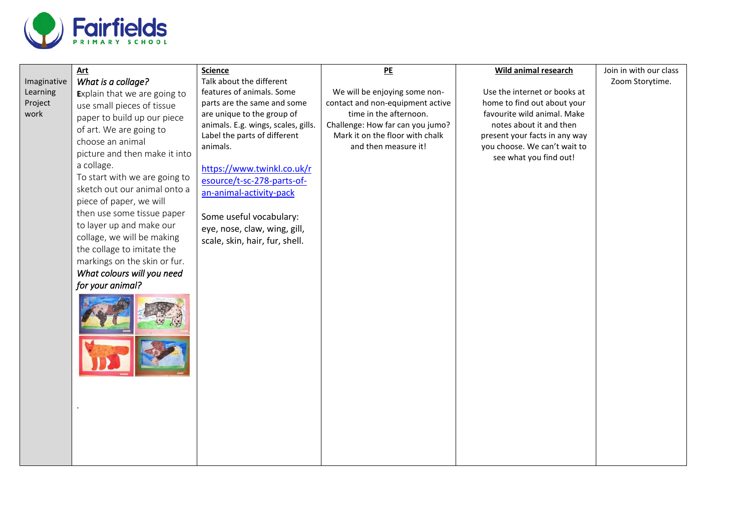| | | | | | |
|---|---|---|---|---|---|
| Imaginative Learning Project work | **Art**<br>*What is a collage?*<br>**E**xplain that we are going to use small pieces of tissue paper to build up our piece of art. We are going to choose an animal picture and then make it into a collage.<br>To start with we are going to sketch out our animal onto a piece of paper, we will then use some tissue paper to layer up and make our collage, we will be making the collage to imitate the markings on the skin or fur.<br>*What colours will you need for your animal?*<br>. | **Science**<br>Talk about the different features of animals. Some parts are the same and some are unique to the group of animals. E.g. wings, scales, gills. Label the parts of different animals.<br><br>https://www.twinkl.co.uk/resource/t-sc-278-parts-of-an-animal-activity-pack<br><br>Some useful vocabulary: eye, nose, claw, wing, gill, scale, skin, hair, fur, shell. | **PE**<br><br>We will be enjoying some non-contact and non-equipment active time in the afternoon.<br>Challenge: How far can you jumo? Mark it on the floor with chalk and then measure it! | **Wild animal research**<br><br>Use the internet or books at home to find out about your favourite wild animal. Make notes about it and then present your facts in any way you choose. We can't wait to see what you find out! | Join in with our class Zoom Storytime. |